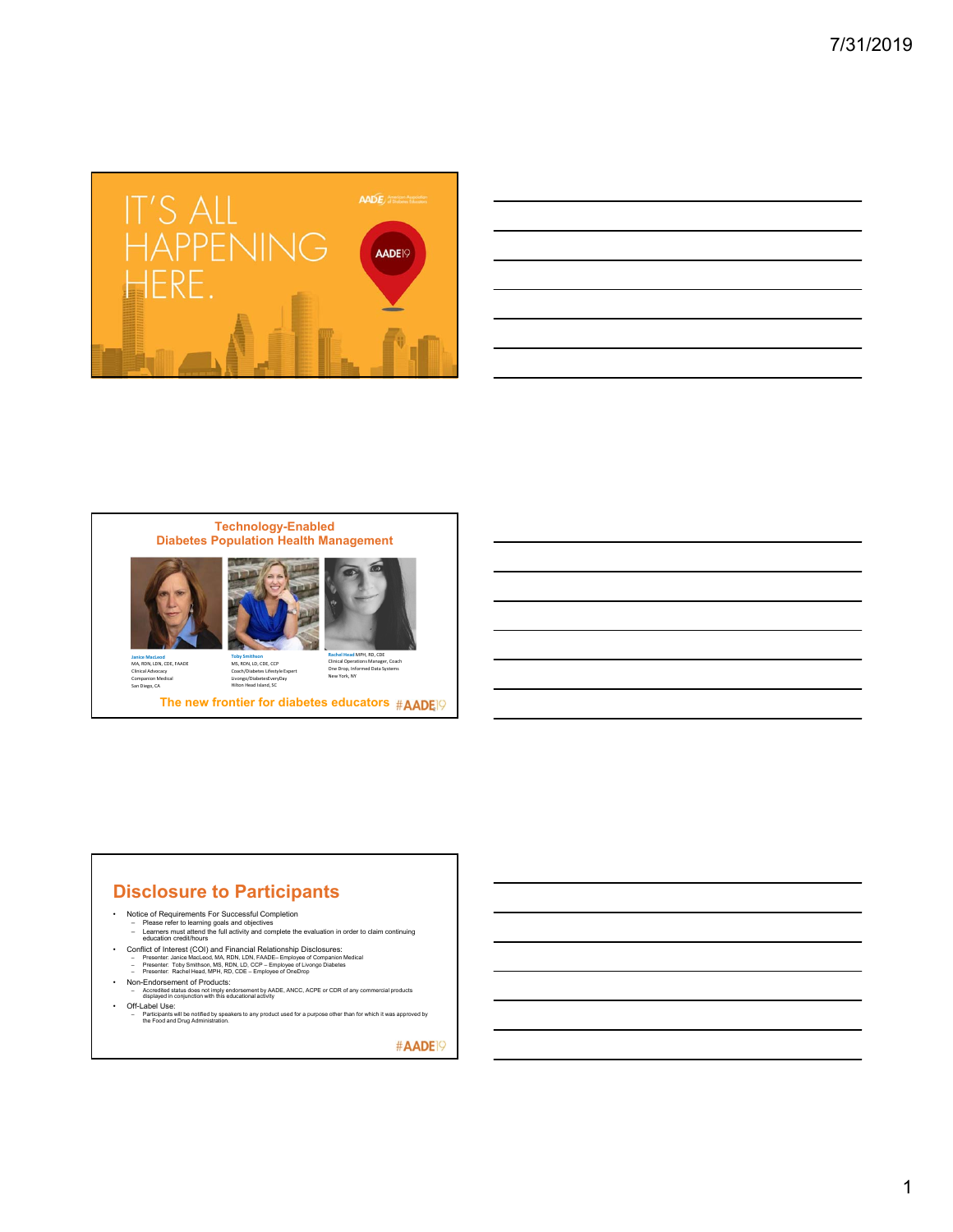IT'S ALL HAPPENING HERE.

AADE19

## Technology-Enabled Diabetes Population Health Management

Janice MacLeod
MA, RDN, LDN, CDE, FAADE
Clinical Advocacy
Companion Medical
San Diego, CA

Toby Smithson
MS, RDN, LD, CDE, CCP
Coach/Diabetes Lifestyle Expert
Livongo/DiabetesEveryDay
Hilton Head Island, SC

Rachel Head MPH, RD, CDE
Clinical Operations Manager, Coach
One Drop, Informed Data Systems
New York, NY

The new frontier for diabetes educators #AADE19

## Disclosure to Participants

- Notice of Requirements For Successful Completion
  - Please refer to learning goals and objectives
  - Learners must attend the full activity and complete the evaluation in order to claim continuing education credit/hours
- Conflict of Interest (COI) and Financial Relationship Disclosures:
  - Presenter: Janice MacLeod, MA, RDN, LDN, FAADE– Employee of Companion Medical
  - Presenter: Toby Smithson, MS, RDN, LD, CCP – Employee of Livongo Diabetes
  - Presenter: Rachel Head, MPH, RD, CDE – Employee of OneDrop
- Non-Endorsement of Products:
  - Accredited status does not imply endorsement by AADE, ANCC, ACPE or CDR of any commercial products displayed in conjunction with this educational activity
- Off-Label Use:
  - Participants will be notified by speakers to any product used for a purpose other than for which it was approved by the Food and Drug Administration.

#AADE19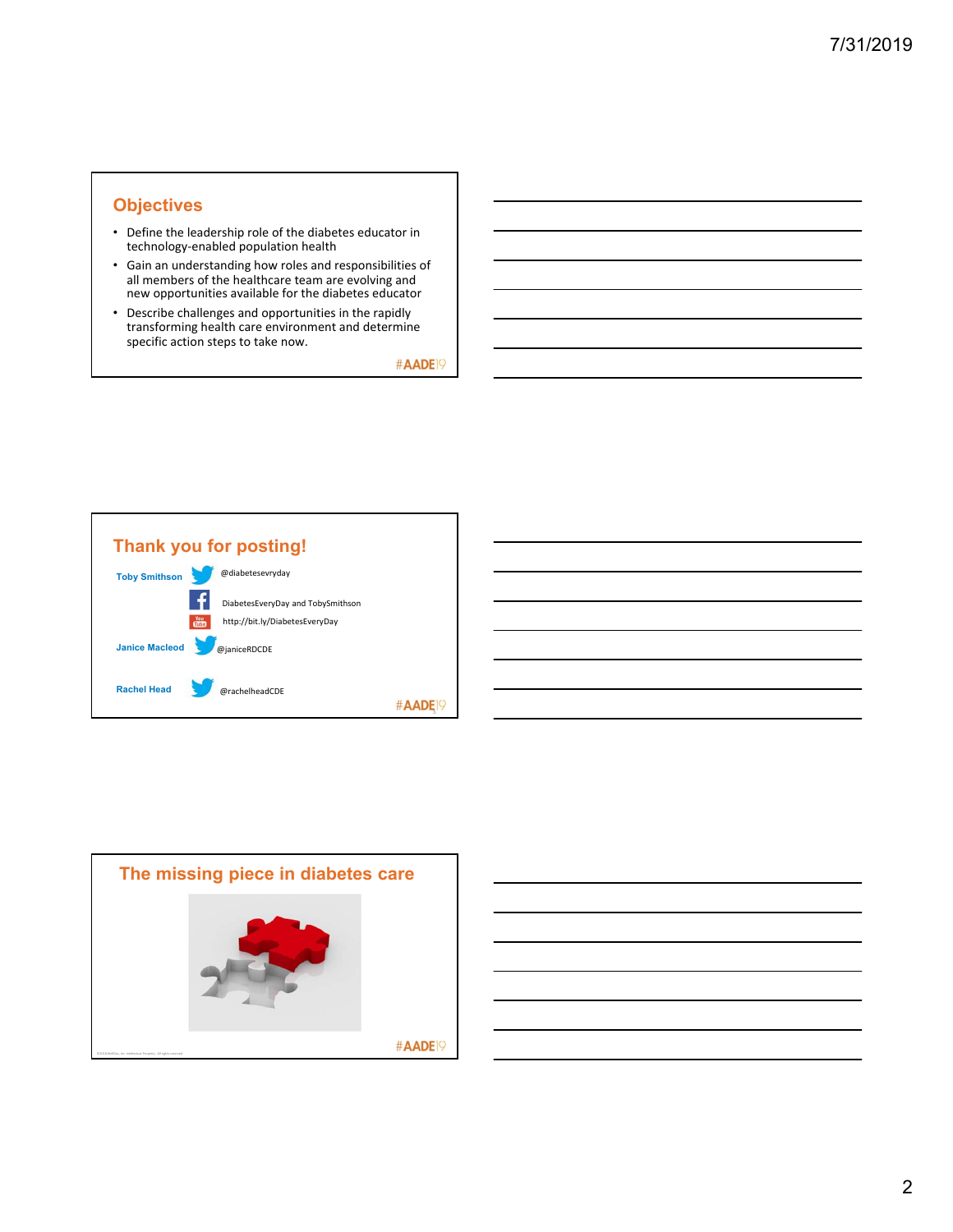## Objectives

- Define the leadership role of the diabetes educator in technology-enabled population health
- Gain an understanding how roles and responsibilities of all members of the healthcare team are evolving and new opportunities available for the diabetes educator
- Describe challenges and opportunities in the rapidly transforming health care environment and determine specific action steps to take now.

#AADE19

## Thank you for posting!

**Toby Smithson** @diabetesevryday

DiabetesEveryDay and TobySmithson

http://bit.ly/DiabetesEveryDay

**Janice Macleod** @janiceRDCDE

**Rachel Head** @rachelheadCDE

#AADE19

## The missing piece in diabetes care

#AADE19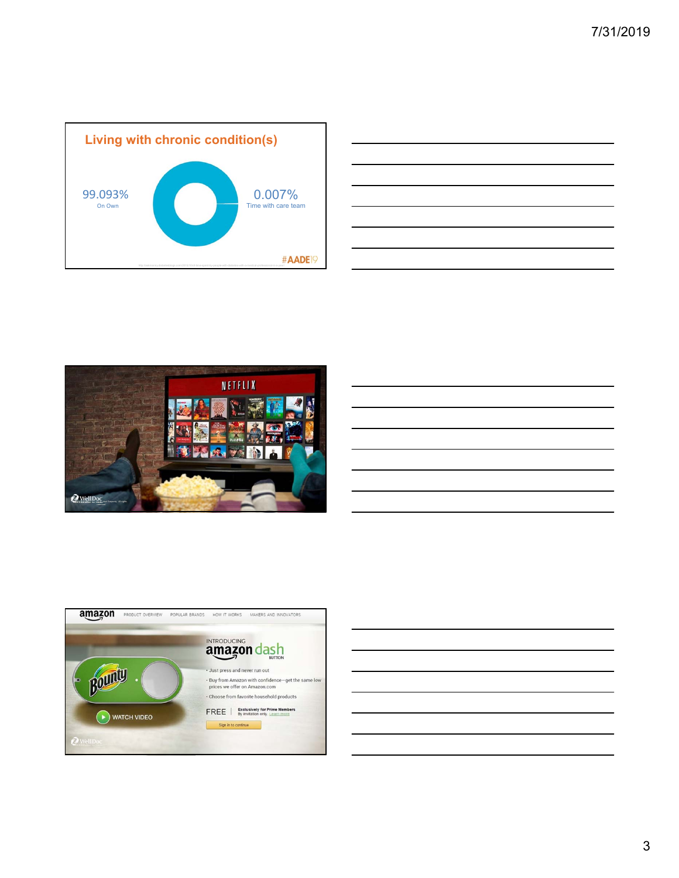## Living with chronic condition(s)

99.093%
On Own

0.007%
Time with care team

#AADE19

NETFLIX

WellDoc

amazon PRODUCT OVERVIEW POPULAR BRANDS HOW IT WORKS MAKERS AND INNOVATORS

INTRODUCING
amazon dash BUTTON

- Just press and never run out
- Buy from Amazon with confidence—get the same low prices we offer on Amazon.com
- Choose from favorite household products

FREE | Exclusively for Prime Members
By invitation only. Learn more

Sign in to continue

WATCH VIDEO

WellDoc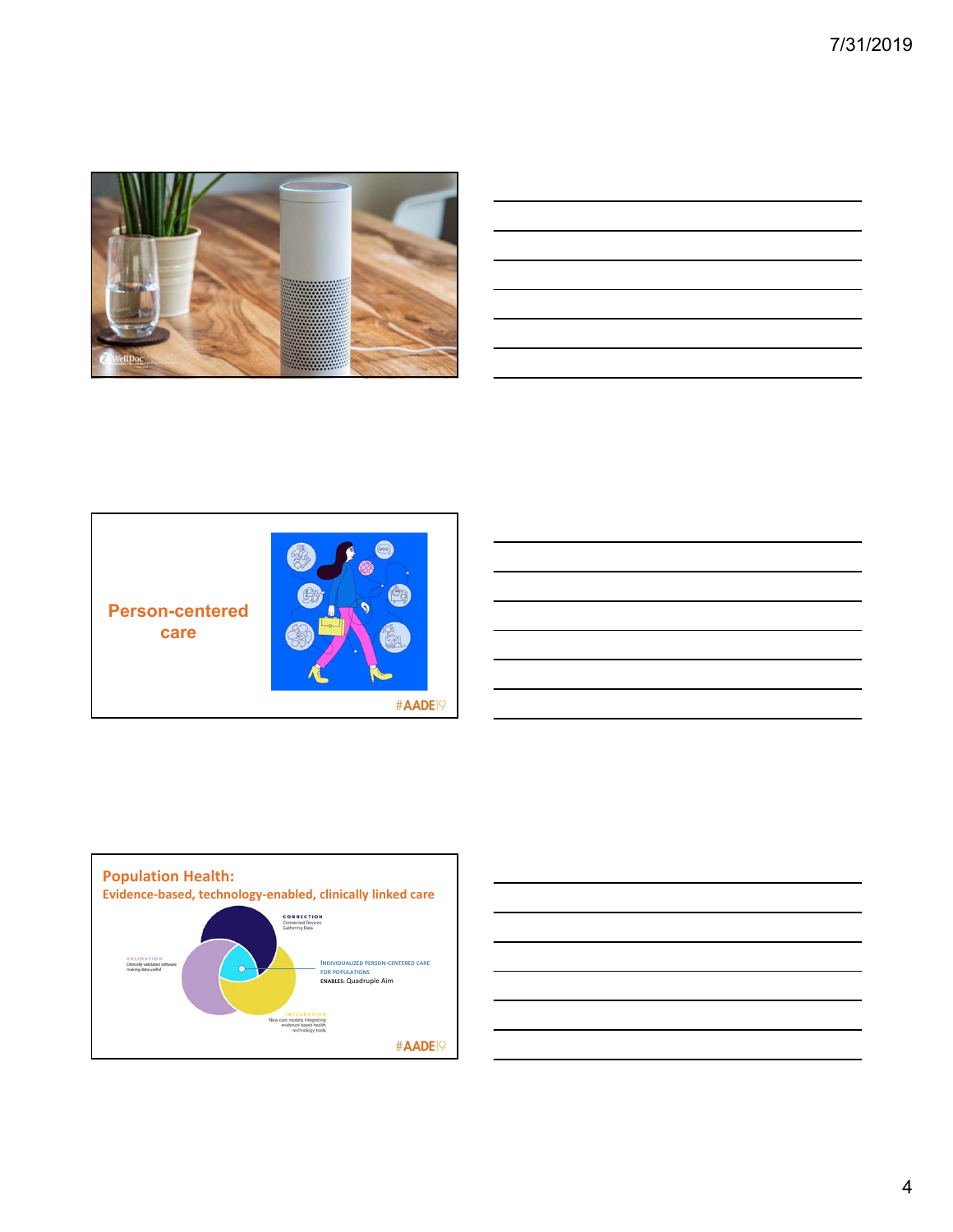Person-centered care

#AADE19

## Population Health:

### Evidence-based, technology-enabled, clinically linked care

CONNECTION
Connected Devices
Gathering Data

VALIDATION
Clinically validated software
making data useful

INDIVIDUALIZED PERSON-CENTERED CARE
FOR POPULATIONS
ENABLES: Quadruple Aim

INTEGRATION
New care models integrating
evidence based health
technology tools

#AADE19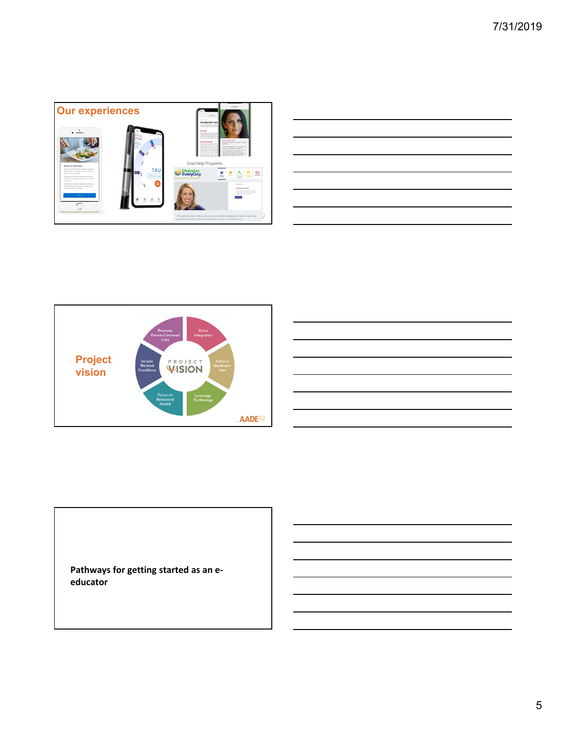## Our experiences

Coaching Programs

## Project vision

- Promote Person-Centered Care
- Drive Integration
- Achieve Quadruple Aim
- Leverage Technology
- Focus on Behavioral Health
- Include Related Conditions

**Pathways for getting started as an e-educator**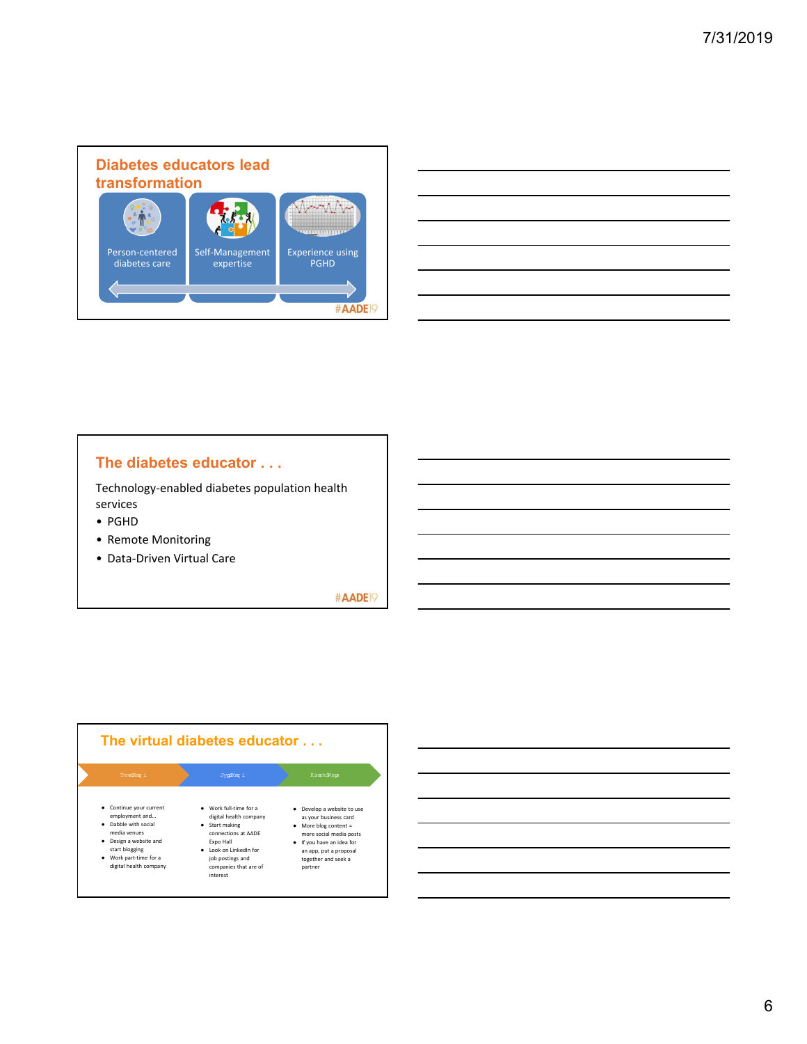## Diabetes educators lead transformation

Person-centered diabetes care | Self-Management expertise | Experience using PGHD

#AADE19

## The diabetes educator . . .

Technology-enabled diabetes population health services

- PGHD
- Remote Monitoring
- Data-Driven Virtual Care

#AADE19

## The virtual diabetes educator . . .

| | | |
|---|---|---|
| • Continue your current employment and… <br> • Dabble with social media venues <br> • Design a website and start blogging <br> • Work part-time for a digital health company | • Work full-time for a digital health company <br> • Start making connections at AADE Expo Hall <br> • Look on LinkedIn for job postings and companies that are of interest | • Develop a website to use as your business card <br> • More blog content = more social media posts <br> • If you have an idea for an app, put a proposal together and seek a partner |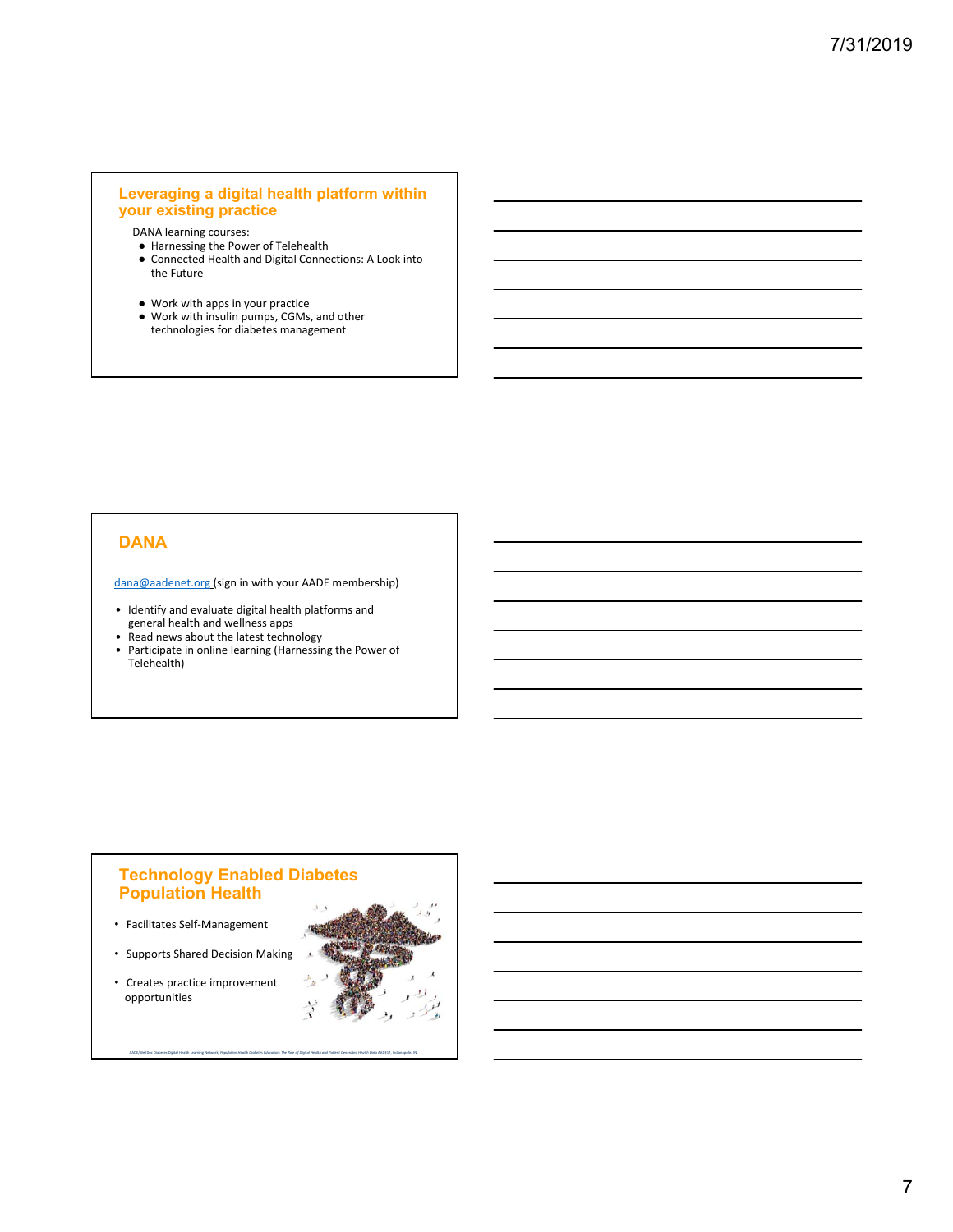## Leveraging a digital health platform within your existing practice

DANA learning courses:

- Harnessing the Power of Telehealth
- Connected Health and Digital Connections: A Look into the Future
- Work with apps in your practice
- Work with insulin pumps, CGMs, and other technologies for diabetes management

## DANA

dana@aadenet.org (sign in with your AADE membership)

- Identify and evaluate digital health platforms and general health and wellness apps
- Read news about the latest technology
- Participate in online learning (Harnessing the Power of Telehealth)

## Technology Enabled Diabetes Population Health

- Facilitates Self-Management
- Supports Shared Decision Making
- Creates practice improvement opportunities

*AADE/WellDoc Diabetes Digital Health Learning Network, Population Health Diabetes Education: The Role of Digital Health and Patient Generated Health Data AADE17, Indianapolis, IN*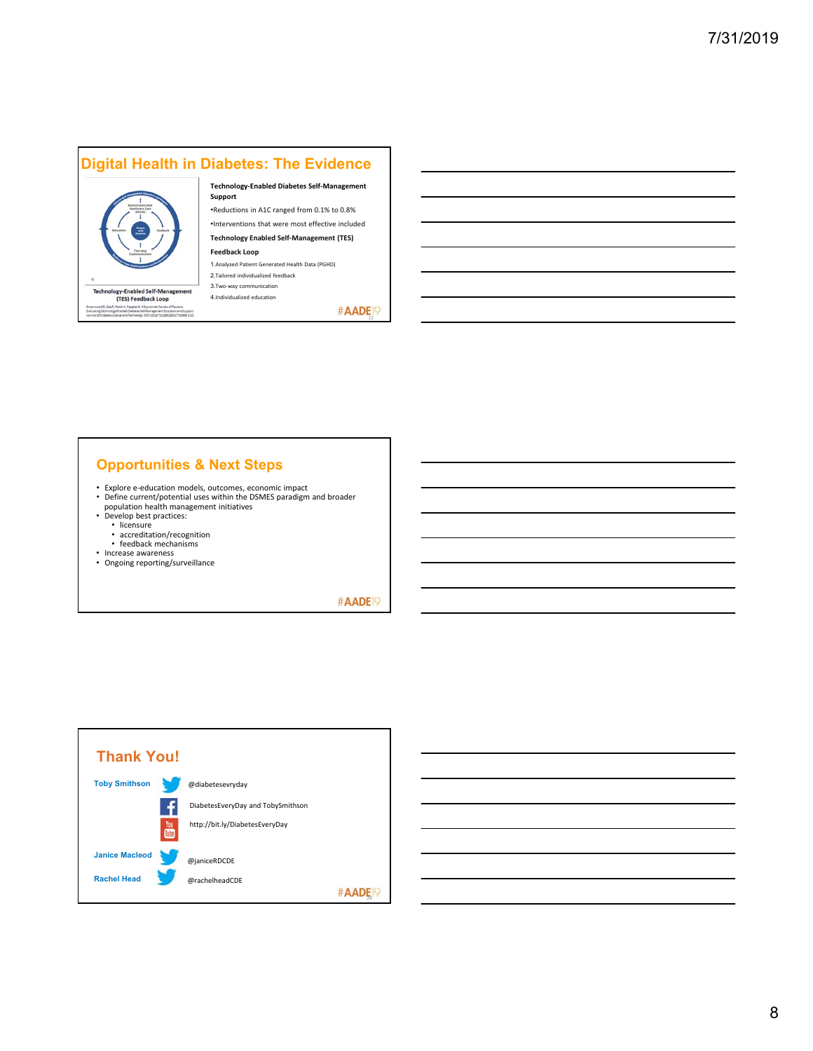## Digital Health in Diabetes: The Evidence

Technology-Enabled Self-Management (TES) Feedback Loop

Greenwood D, Gee P, Fatkin K, Peeples M. A Systematic Review of Reviews Evaluating Technology-Enabled Diabetes Self-Management Education and Support. Journal of Diabetes Science and Technology. DOI:10.1177/1932296817713506 1-11

**Technology-Enabled Diabetes Self-Management Support**

- Reductions in A1C ranged from 0.1% to 0.8%
- Interventions that were most effective included

**Technology Enabled Self-Management (TES) Feedback Loop**

1. Analyzed Patient Generated Health Data (PGHD)
2. Tailored individualized feedback
3. Two-way communication
4. Individualized education

#AADE19

## Opportunities & Next Steps

- Explore e-education models, outcomes, economic impact
- Define current/potential uses within the DSMES paradigm and broader population health management initiatives
- Develop best practices:
  - licensure
  - accreditation/recognition
  - feedback mechanisms
- Increase awareness
- Ongoing reporting/surveillance

#AADE19

## Thank You!

**Toby Smithson**
- @diabetesevryday
- DiabetesEveryDay and TobySmithson
- http://bit.ly/DiabetesEveryDay

**Janice Macleod**
- @janiceRDCDE

**Rachel Head**
- @rachelheadCDE

#AADE19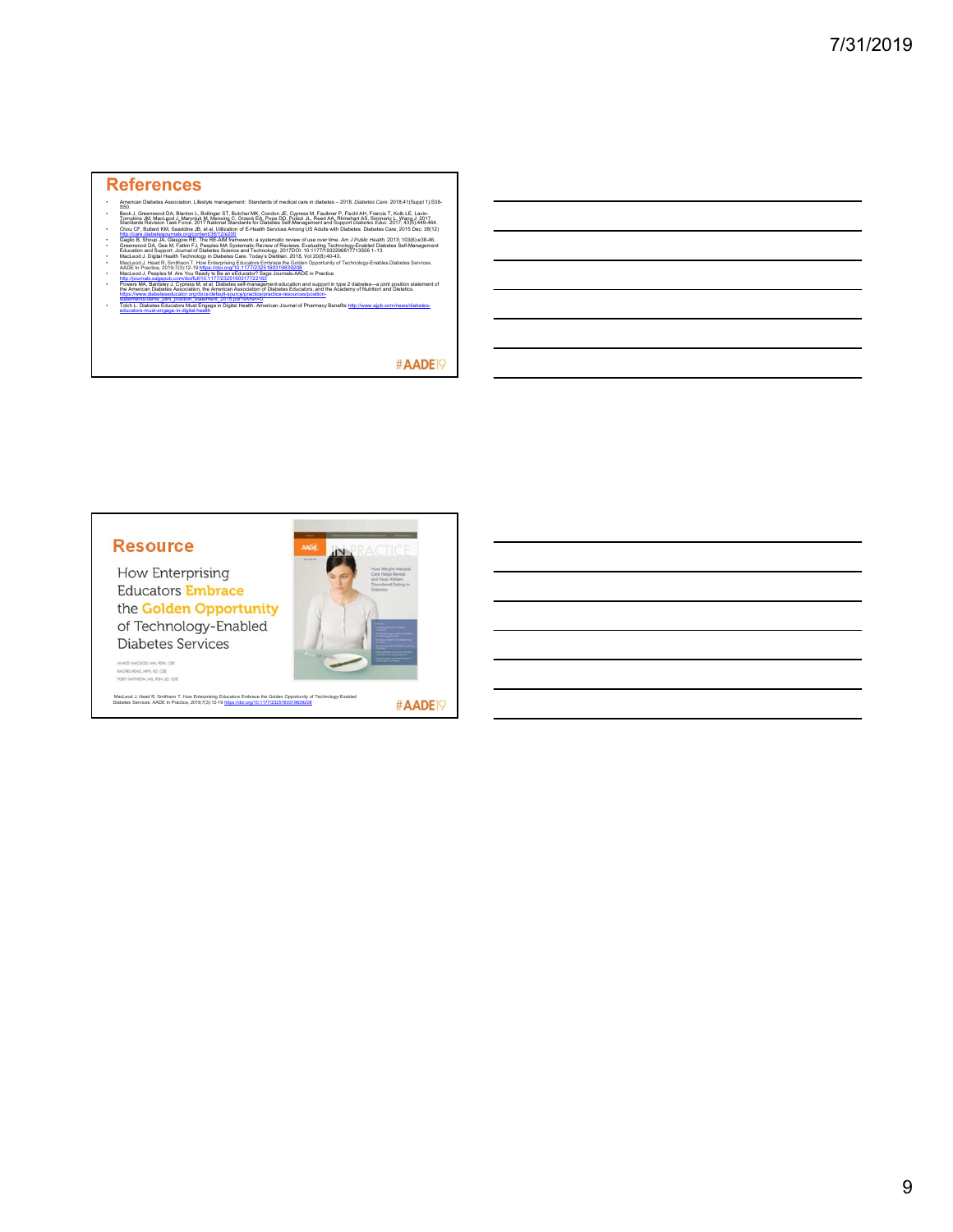## References

- American Diabetes Association. Lifestyle management: Standards of medical care in diabetes – 2018. *Diabetes Care*. 2018;41(Suppl 1):S38-S50.
- Beck J, Greenwood DA, Blanton L, Bollinger ST, Butcher MK, Condon JE, Cypress M, Faulkner P, Fischl AH, Francis T, Kolb LE, Lavin-Tompkins JM, MacLeod J, Maryniuk M, Mensing C, Orzeck EA, Pope DD, Pulizzi JL, Reed AA, Rhinehart AS, Siminerio L, Wang J. 2017 Standards Revision Task Force. 2017 National Standards for Diabetes Self-Management and Support *Diabetes Educ.* 2017; 43(5):449-464.
- Chou CF, Bullard KM, Saaddine JB, et al. Utilization of E-Health Services Among US Adults with Diabetes. Diabetes Care. 2015 Dec; 38(12) http://care.diabetesjournals.org/content/38/12/e200
- Gaglio B, Shoup JA, Glasgow RE. The RE-AIM framework: a systematic review of use over time. *Am J Public Health*. 2013; 103(6):e38-46.
- Greenwood DA, Gee M, Fatkin FJ, Peeples MA Systematic Review of Reviews. Evaluating Technology-Enabled Diabetes Self-Management Education and Support. Journal of Diabetes Science and Technology. 2017DOI: 10.1177/1932296817713506 1–13
- MacLeod J. Digital Health Technology in Diabetes Care. Today's Dietitian. 2018, Vol 20(8):40-43.
- MacLeod J, Head R, Smithson T. How Enterprising Educators Embrace the Golden Opportunity of Technology-Enables Diabetes Services. AADE In Practice, 2019;7(3):12-19 https://doi.org/10.1177/2325160319839208
- MacLeod J, Peeples M. Are You Ready to Be an eEducator? Sage Journals-AADE in Practice http://journals.sagepub.com/doi/full/10.1177/2325160317722163
- Powers MA, Bardsley J, Cypress M, et al. Diabetes self-management education and support in type 2 diabetes—a joint position statement of the American Diabetes Association, the American Association of Diabetes Educators, and the Academy of Nutrition and Dietetics. https://www.diabeteseducator.org/docs/default-source/practice/practice-resources/position-statements/dsme_joint_position_statement_2015.pdf?sfvrsn=0
- Tolch L. Diabetes Educators Must Engage in Digital Health. American Journal of Pharmacy Benefits http://www.ajpb.com/news/diabetes-educators-must-engage-in-digital-health

#AADE19

## Resource

How Enterprising Educators Embrace the Golden Opportunity of Technology-Enabled Diabetes Services

JANICE MACLEOD, MA, RDN, CDE
RACHEL HEAD, MPH, RD, CDE
TOBY SMITHSON, MS, RDN, LD, CDE

MacLeod J, Head R, Smithson T. How Enterprising Educators Embrace the Golden Opportunity of Technology-Enabled Diabetes Services. AADE In Practice, 2019;7(3):12-19 https://doi.org/10.1177/2325160319839208

#AADE19